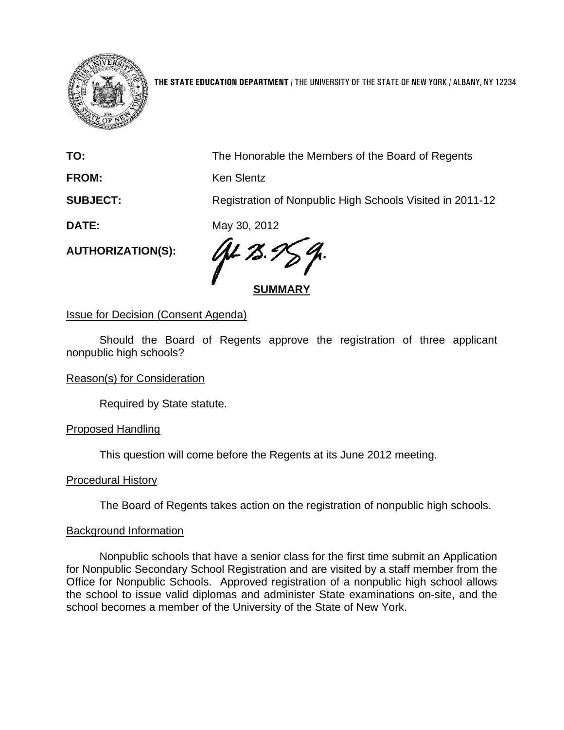**THE STATE EDUCATION DEPARTMENT** / THE UNIVERSITY OF THE STATE OF NEW YORK / ALBANY, NY 12234

**TO:** The Honorable the Members of the Board of Regents

**FROM:** Ken Slentz

**SUBJECT:** Registration of Nonpublic High Schools Visited in 2011-12

**DATE:** May 30, 2012

**AUTHORIZATION(S):**

**SUMMARY**

Issue for Decision (Consent Agenda)

Should the Board of Regents approve the registration of three applicant nonpublic high schools?

Reason(s) for Consideration

Required by State statute.

Proposed Handling

This question will come before the Regents at its June 2012 meeting.

Procedural History

The Board of Regents takes action on the registration of nonpublic high schools.

Background Information

Nonpublic schools that have a senior class for the first time submit an Application for Nonpublic Secondary School Registration and are visited by a staff member from the Office for Nonpublic Schools. Approved registration of a nonpublic high school allows the school to issue valid diplomas and administer State examinations on-site, and the school becomes a member of the University of the State of New York.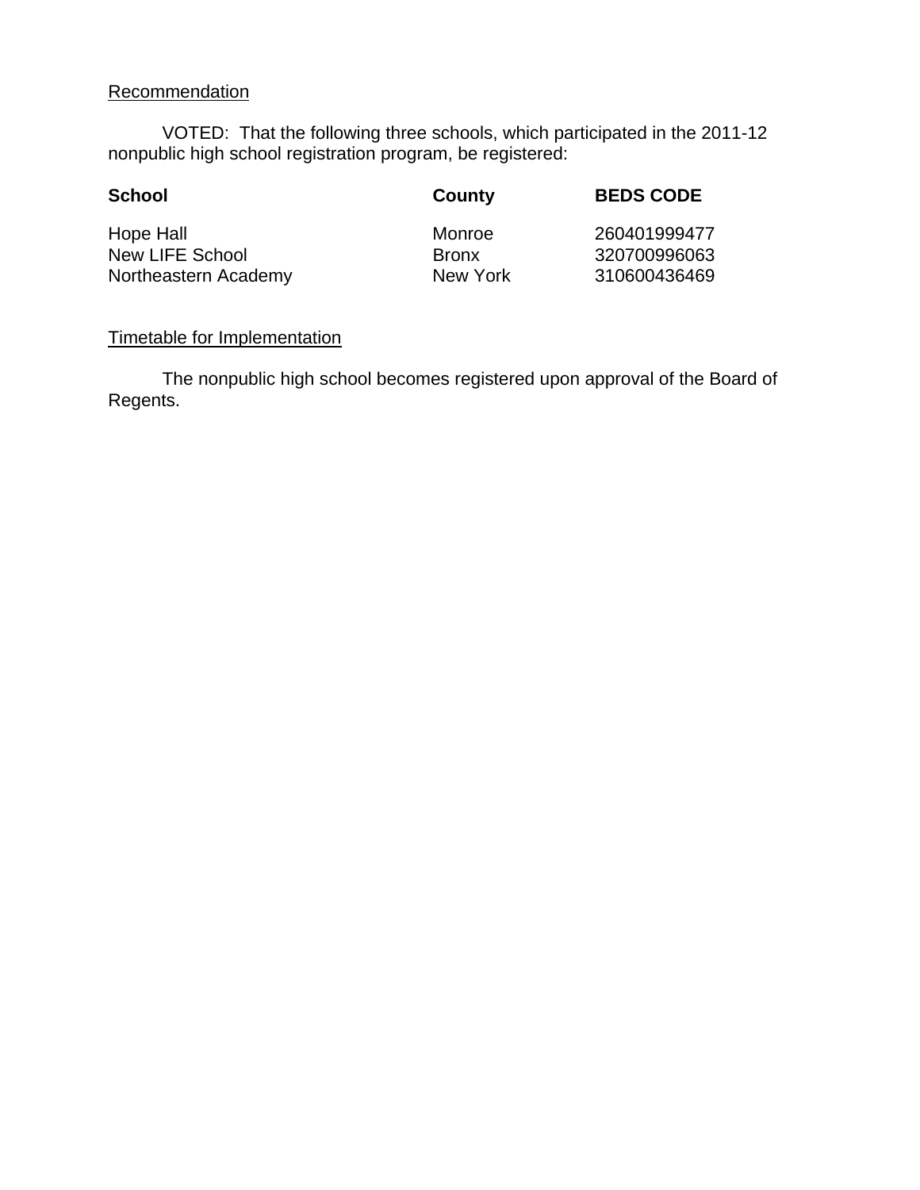<u>Recommendation</u>

VOTED: That the following three schools, which participated in the 2011-12 nonpublic high school registration program, be registered:

| School | County | BEDS CODE |
|---|---|---|
| Hope Hall | Monroe | 260401999477 |
| New LIFE School | Bronx | 320700996063 |
| Northeastern Academy | New York | 310600436469 |

<u>Timetable for Implementation</u>

The nonpublic high school becomes registered upon approval of the Board of Regents.